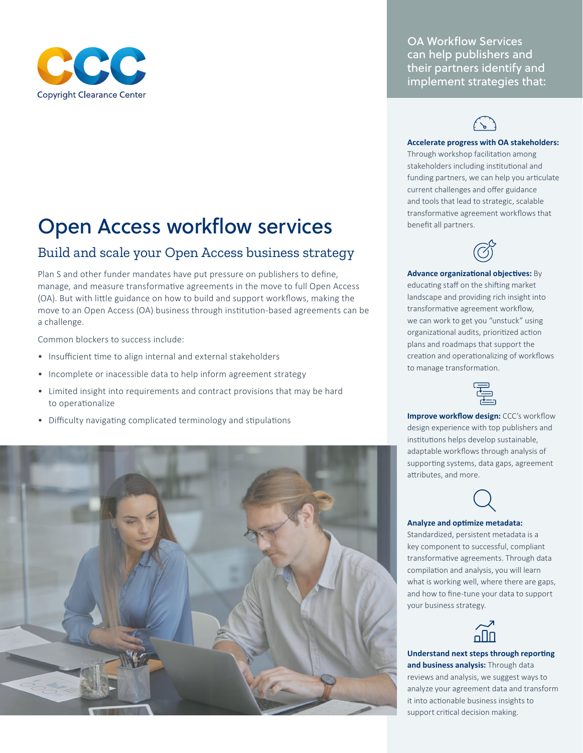Copyright Clearance Center

# Open Access workflow services

## Build and scale your Open Access business strategy

Plan S and other funder mandates have put pressure on publishers to define, manage, and measure transformative agreements in the move to full Open Access (OA). But with little guidance on how to build and support workflows, making the move to an Open Access (OA) business through institution-based agreements can be a challenge.

Common blockers to success include:

- Insufficient time to align internal and external stakeholders
- Incomplete or inaccessible data to help inform agreement strategy
- Limited insight into requirements and contract provisions that may be hard to operationalize
- Difficulty navigating complicated terminology and stipulations

OA Workflow Services can help publishers and their partners identify and implement strategies that:

**Accelerate progress with OA stakeholders:** Through workshop facilitation among stakeholders including institutional and funding partners, we can help you articulate current challenges and offer guidance and tools that lead to strategic, scalable transformative agreement workflows that benefit all partners.

**Advance organizational objectives:** By educating staff on the shifting market landscape and providing rich insight into transformative agreement workflow, we can work to get you "unstuck" using organizational audits, prioritized action plans and roadmaps that support the creation and operationalizing of workflows to manage transformation.

**Improve workflow design:** CCC's workflow design experience with top publishers and institutions helps develop sustainable, adaptable workflows through analysis of supporting systems, data gaps, agreement attributes, and more.

**Analyze and optimize metadata:** Standardized, persistent metadata is a key component to successful, compliant transformative agreements. Through data compilation and analysis, you will learn what is working well, where there are gaps, and how to fine-tune your data to support your business strategy.

**Understand next steps through reporting and business analysis:** Through data reviews and analysis, we suggest ways to analyze your agreement data and transform it into actionable business insights to support critical decision making.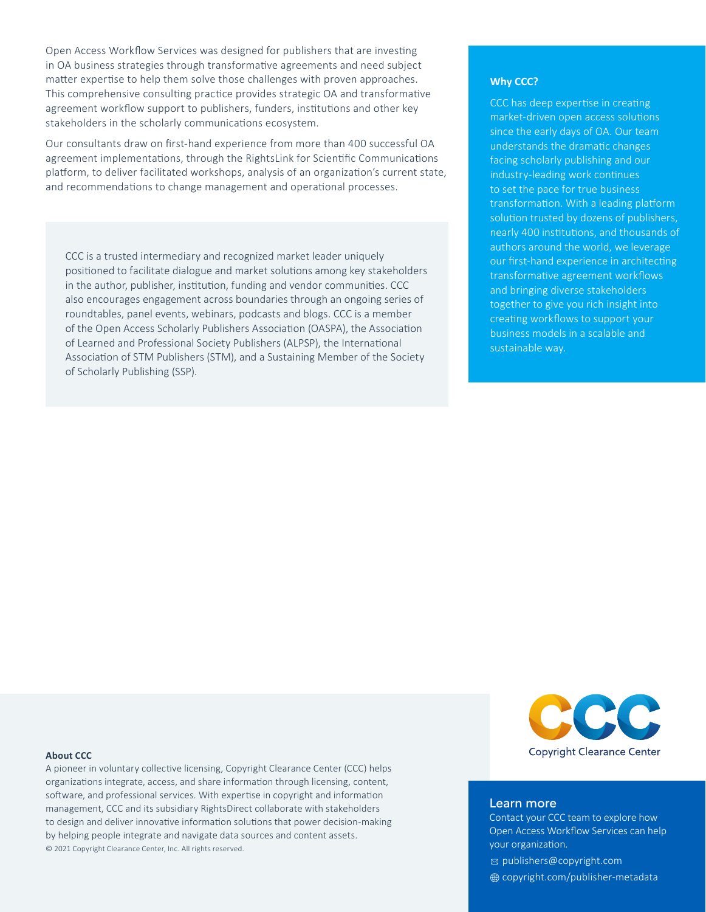Open Access Workflow Services was designed for publishers that are investing in OA business strategies through transformative agreements and need subject matter expertise to help them solve those challenges with proven approaches. This comprehensive consulting practice provides strategic OA and transformative agreement workflow support to publishers, funders, institutions and other key stakeholders in the scholarly communications ecosystem.

Our consultants draw on first-hand experience from more than 400 successful OA agreement implementations, through the RightsLink for Scientific Communications platform, to deliver facilitated workshops, analysis of an organization's current state, and recommendations to change management and operational processes.

CCC is a trusted intermediary and recognized market leader uniquely positioned to facilitate dialogue and market solutions among key stakeholders in the author, publisher, institution, funding and vendor communities. CCC also encourages engagement across boundaries through an ongoing series of roundtables, panel events, webinars, podcasts and blogs. CCC is a member of the Open Access Scholarly Publishers Association (OASPA), the Association of Learned and Professional Society Publishers (ALPSP), the International Association of STM Publishers (STM), and a Sustaining Member of the Society of Scholarly Publishing (SSP).

**Why CCC?**

CCC has deep expertise in creating market-driven open access solutions since the early days of OA. Our team understands the dramatic changes facing scholarly publishing and our industry-leading work continues to set the pace for true business transformation. With a leading platform solution trusted by dozens of publishers, nearly 400 institutions, and thousands of authors around the world, we leverage our first-hand experience in architecting transformative agreement workflows and bringing diverse stakeholders together to give you rich insight into creating workflows to support your business models in a scalable and sustainable way.

**About CCC**

A pioneer in voluntary collective licensing, Copyright Clearance Center (CCC) helps organizations integrate, access, and share information through licensing, content, software, and professional services. With expertise in copyright and information management, CCC and its subsidiary RightsDirect collaborate with stakeholders to design and deliver innovative information solutions that power decision-making by helping people integrate and navigate data sources and content assets.

© 2021 Copyright Clearance Center, Inc. All rights reserved.

Copyright Clearance Center

## Learn more

Contact your CCC team to explore how Open Access Workflow Services can help your organization.

publishers@copyright.com

copyright.com/publisher-metadata